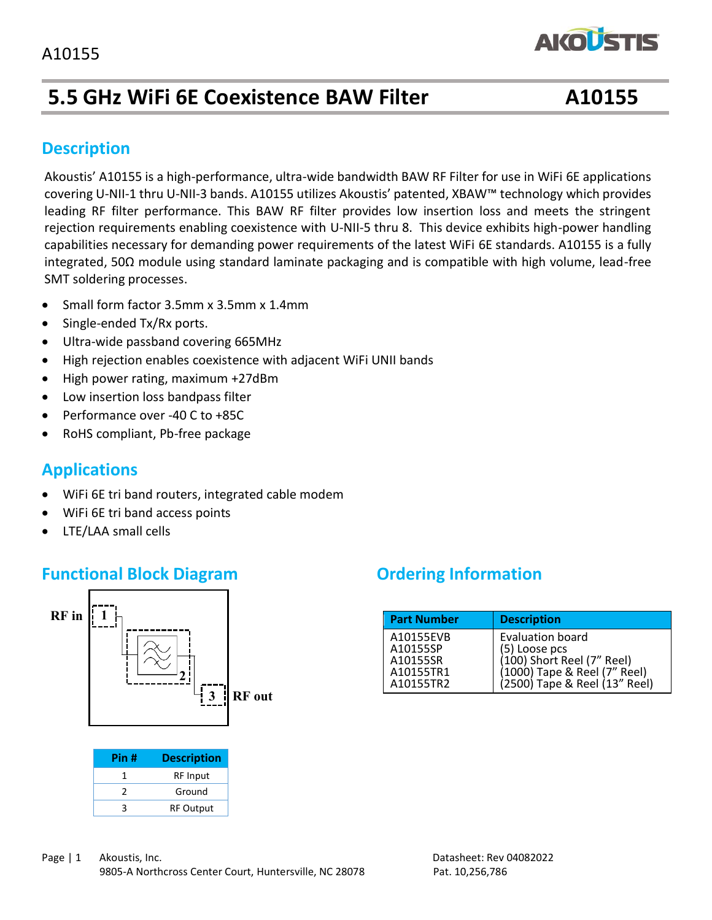# 5.5 GHz WiFi 6E Coexistence BAW Filter A10155

## Description

Akoustis' A10155 is a high-performance, ultra-wide bandwidth BAW RF Filter for use in WiFi 6E applications covering U-NII-1 thru U-NII-3 bands. A10155 utilizes Akoustis' patented, XBAW™ technology which provides leading RF filter performance. This BAW RF filter provides low insertion loss and meets the stringent rejection requirements enabling coexistence with U-NII-5 thru 8. This device exhibits high-power handling capabilities necessary for demanding power requirements of the latest WiFi 6E standards. A10155 is a fully integrated, 50Ω module using standard laminate packaging and is compatible with high volume, lead-free SMT soldering processes.

- Small form factor 3.5mm x 3.5mm x 1.4mm
- Single-ended Tx/Rx ports.
- Ultra-wide passband covering 665MHz
- High rejection enables coexistence with adjacent WiFi UNII bands
- High power rating, maximum +27dBm
- Low insertion loss bandpass filter
- Performance over -40 C to +85C
- RoHS compliant, Pb-free package

## Applications

- WiFi 6E tri band routers, integrated cable modem
- WiFi 6E tri band access points
- LTE/LAA small cells

## Functional Block Diagram

RF in 1 — 2 — 3 RF out

| Pin # | Description |
|---|---|
| 1 | RF Input |
| 2 | Ground |
| 3 | RF Output |

## Ordering Information

| Part Number | Description |
|---|---|
| A10155EVB | Evaluation board |
| A10155SP | (5) Loose pcs |
| A10155SR | (100) Short Reel (7" Reel) |
| A10155TR1 | (1000) Tape & Reel (7" Reel) |
| A10155TR2 | (2500) Tape & Reel (13" Reel) |

Akoustis, Inc.
9805-A Northcross Center Court, Huntersville, NC 28078

Datasheet: Rev 04082022
Pat. 10,256,786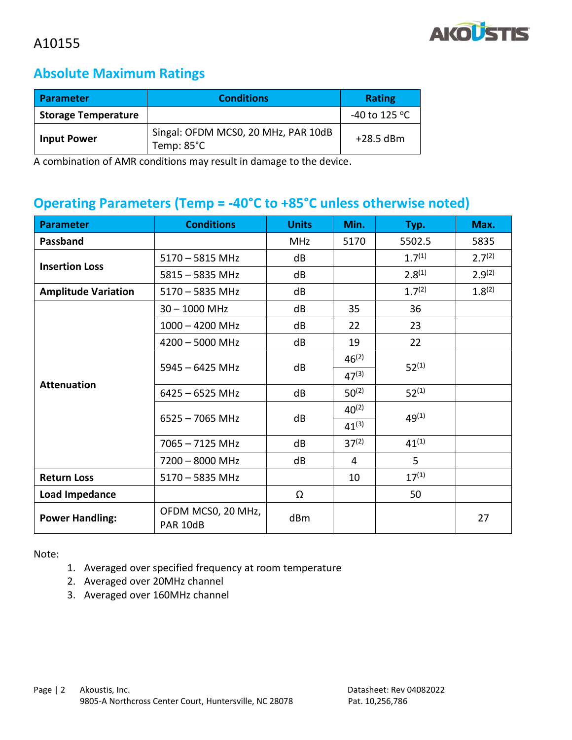A10155

## Absolute Maximum Ratings

| Parameter | Conditions | Rating |
|---|---|---|
| **Storage Temperature** | | -40 to 125 °C |
| **Input Power** | Singal: OFDM MCS0, 20 MHz, PAR 10dB<br>Temp: 85°C | +28.5 dBm |

A combination of AMR conditions may result in damage to the device.

## Operating Parameters (Temp = -40°C to +85°C unless otherwise noted)

| Parameter | Conditions | Units | Min. | Typ. | Max. |
|---|---|---|---|---|---|
| **Passband** | | MHz | 5170 | 5502.5 | 5835 |
| **Insertion Loss** | 5170 – 5815 MHz | dB | | 1.7(1) | 2.7(2) |
| | 5815 – 5835 MHz | dB | | 2.8(1) | 2.9(2) |
| **Amplitude Variation** | 5170 – 5835 MHz | dB | | 1.7(2) | 1.8(2) |
| **Attenuation** | 30 – 1000 MHz | dB | 35 | 36 | |
| | 1000 – 4200 MHz | dB | 22 | 23 | |
| | 4200 – 5000 MHz | dB | 19 | 22 | |
| | 5945 – 6425 MHz | dB | 46(2)<br>47(3) | 52(1) | |
| | 6425 – 6525 MHz | dB | 50(2) | 52(1) | |
| | 6525 – 7065 MHz | dB | 40(2)<br>41(3) | 49(1) | |
| | 7065 – 7125 MHz | dB | 37(2) | 41(1) | |
| | 7200 – 8000 MHz | dB | 4 | 5 | |
| **Return Loss** | 5170 – 5835 MHz | | 10 | 17(1) | |
| **Load Impedance** | | Ω | | 50 | |
| **Power Handling:** | OFDM MCS0, 20 MHz, PAR 10dB | dBm | | | 27 |

Note:

1. Averaged over specified frequency at room temperature
2. Averaged over 20MHz channel
3. Averaged over 160MHz channel

Akoustis, Inc.
9805-A Northcross Center Court, Huntersville, NC 28078

Datasheet: Rev 04082022
Pat. 10,256,786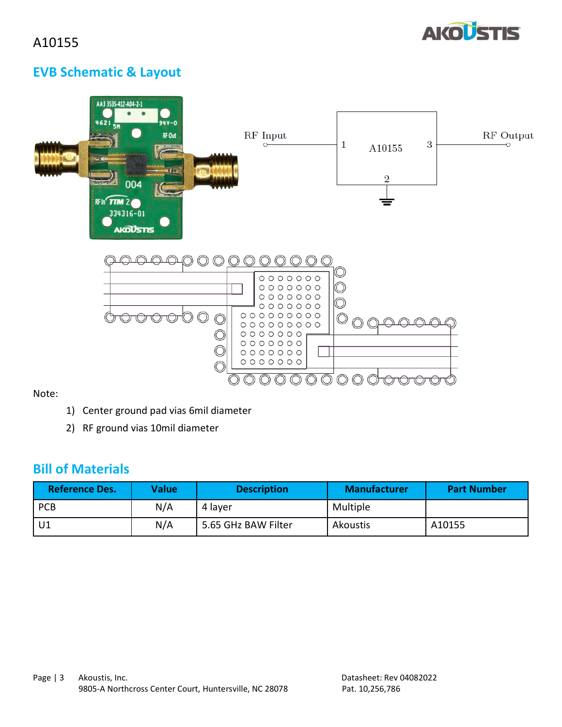## EVB Schematic & Layout

RF Input

1

A10155

3

RF Output

2

Note:

1) Center ground pad vias 6mil diameter
2) RF ground vias 10mil diameter

## Bill of Materials

| Reference Des. | Value | Description | Manufacturer | Part Number |
|---|---|---|---|---|
| PCB | N/A | 4 layer | Multiple | |
| U1 | N/A | 5.65 GHz BAW Filter | Akoustis | A10155 |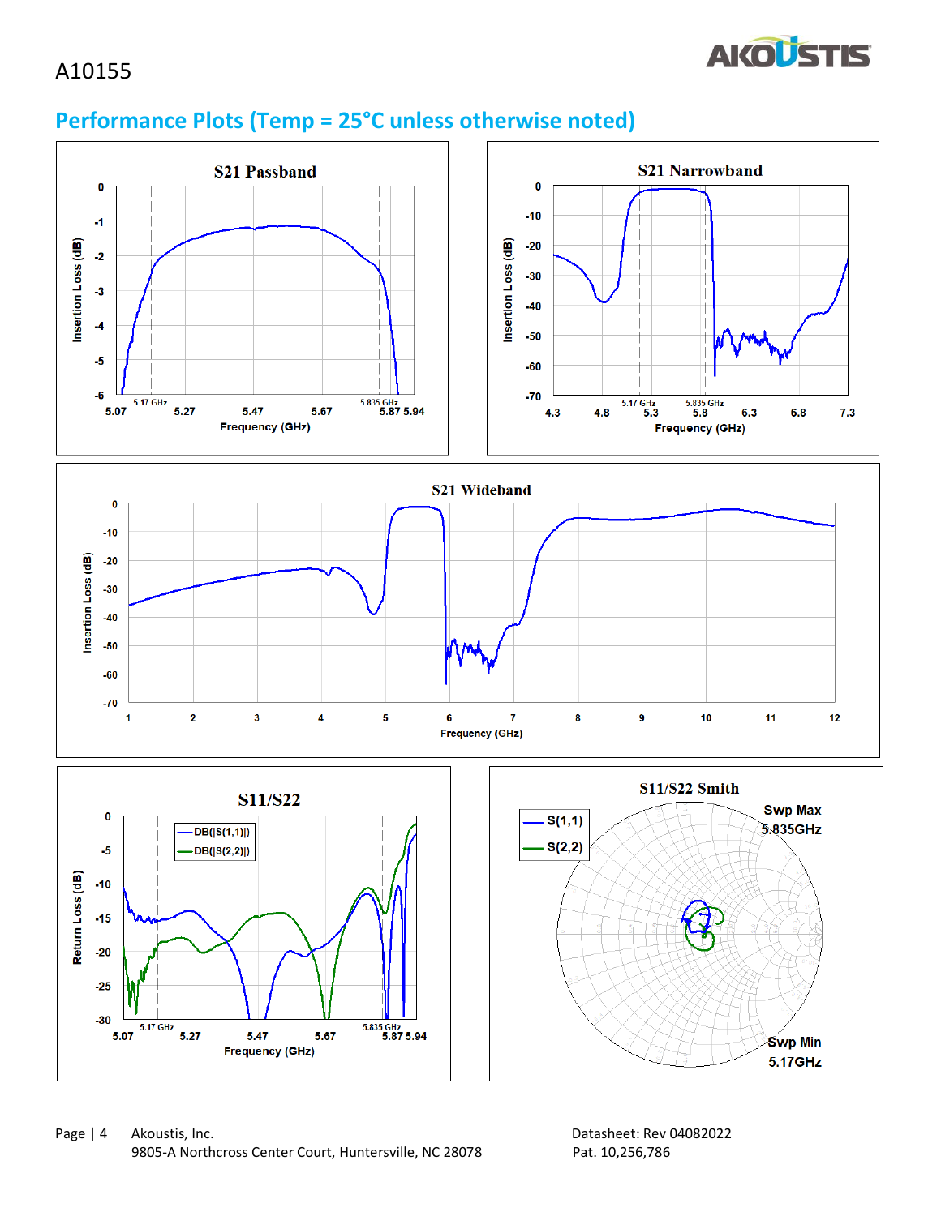## Performance Plots (Temp = 25°C unless otherwise noted)

S21 Passband

S21 Narrowband

S21 Wideband

S11/S22

S11/S22 Smith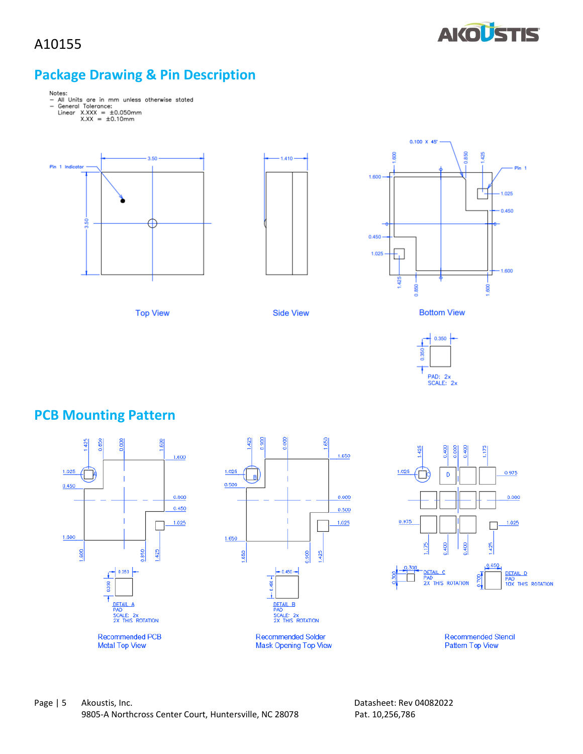## Package Drawing & Pin Description

Notes:
- All Units are in mm unless otherwise stated
- General Tolerance:
  Linear X.XXX = ±0.050mm
  X.XX = ±0.10mm

Top View

Side View

Bottom View

PAD: 2x
SCALE: 2x

## PCB Mounting Pattern

DETAIL A
PAD
SCALE: 2x
2X THIS ROTATION

Recommended PCB Metal Top View

DETAIL B
PAD
SCALE: 2x
2X THIS ROTATION

Recommended Solder Mask Opening Top View

DETAIL C
PAD
2X THIS ROTATION

DETAIL D
PAD
10X THIS ROTATION

Recommended Stencil Pattern Top View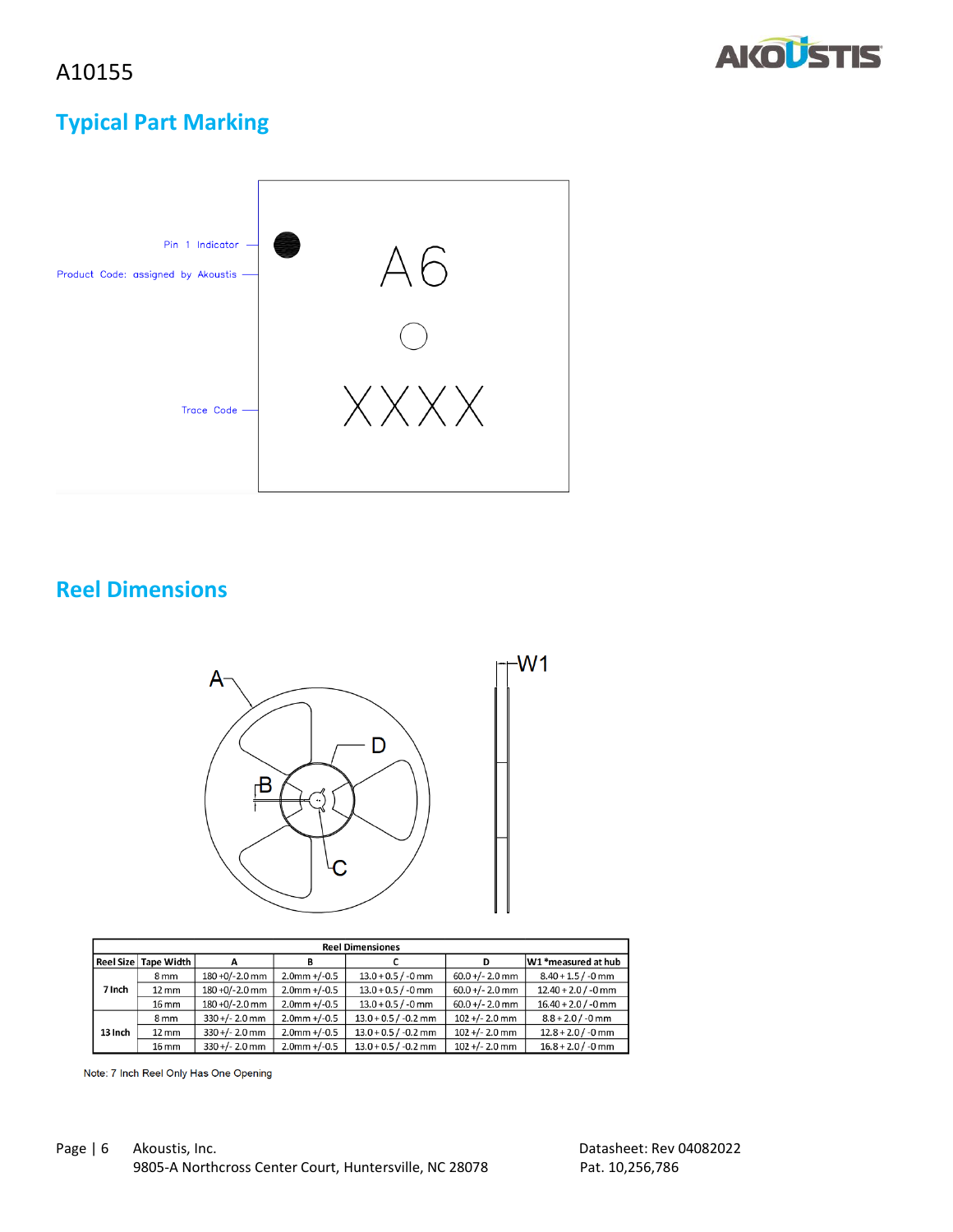## Typical Part Marking

Pin 1 Indicator

Product Code: assigned by Akoustis

A6

XXXX

Trace Code

## Reel Dimensions

| Reel Dimensions | | | | | | |
|---|---|---|---|---|---|---|
| Reel Size | Tape Width | A | B | C | D | W1 *measured at hub |
| 7 Inch | 8 mm | 180 +0/-2.0 mm | 2.0mm +/-0.5 | 13.0 + 0.5 / -0 mm | 60.0 +/- 2.0 mm | 8.40 + 1.5 / -0 mm |
| | 12 mm | 180 +0/-2.0 mm | 2.0mm +/-0.5 | 13.0 + 0.5 / -0 mm | 60.0 +/- 2.0 mm | 12.40 + 2.0 / -0 mm |
| | 16 mm | 180 +0/-2.0 mm | 2.0mm +/-0.5 | 13.0 + 0.5 / -0 mm | 60.0 +/- 2.0 mm | 16.40 + 2.0 / -0 mm |
| 13 Inch | 8 mm | 330 +/- 2.0 mm | 2.0mm +/-0.5 | 13.0 + 0.5 / -0.2 mm | 102 +/- 2.0 mm | 8.8 + 2.0 / -0 mm |
| | 12 mm | 330 +/- 2.0 mm | 2.0mm +/-0.5 | 13.0 + 0.5 / -0.2 mm | 102 +/- 2.0 mm | 12.8 + 2.0 / -0 mm |
| | 16 mm | 330 +/- 2.0 mm | 2.0mm +/-0.5 | 13.0 + 0.5 / -0.2 mm | 102 +/- 2.0 mm | 16.8 + 2.0 / -0 mm |

Note: 7 Inch Reel Only Has One Opening

Akoustis, Inc.
9805-A Northcross Center Court, Huntersville, NC 28078

Datasheet: Rev 04082022
Pat. 10,256,786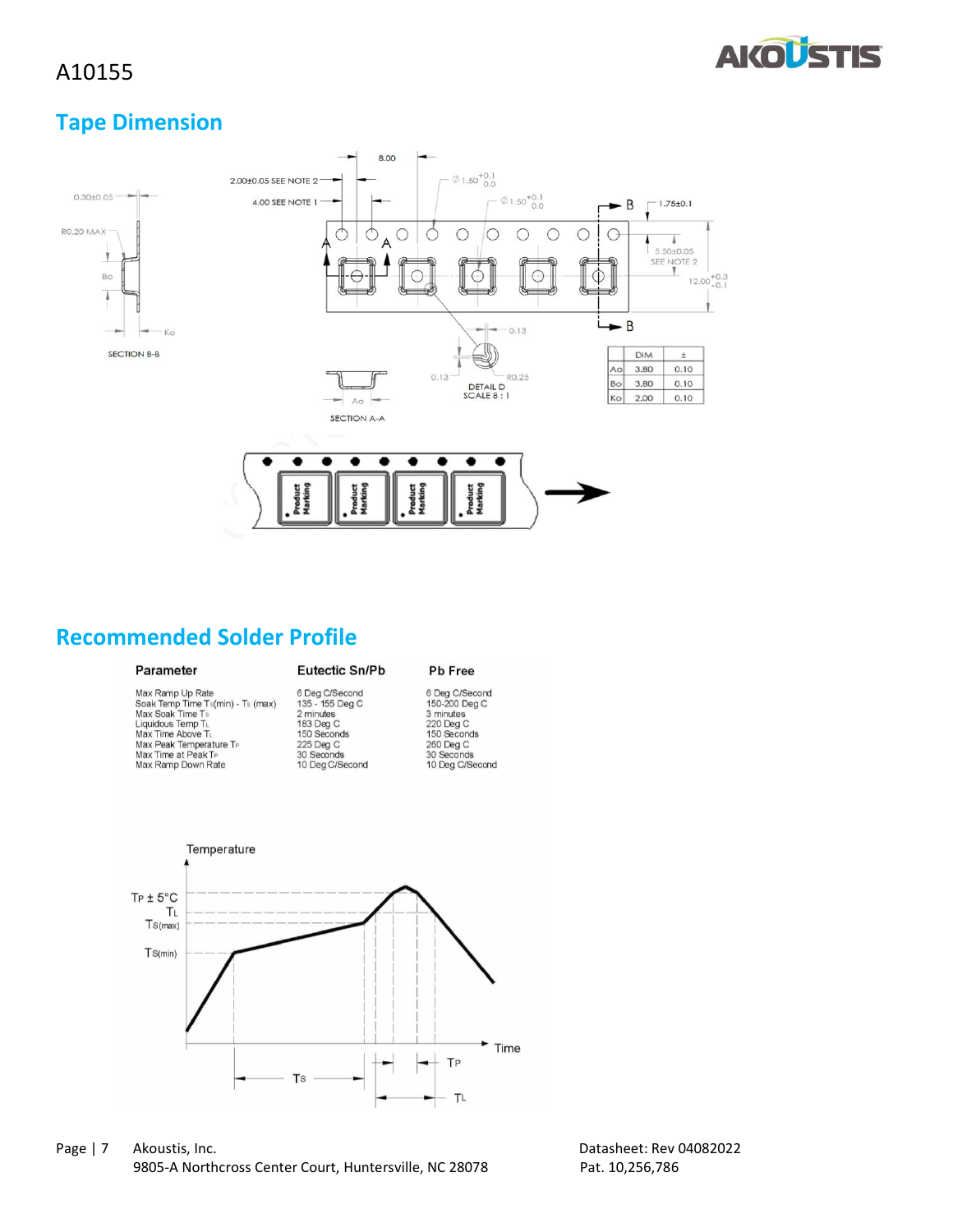A10155

## Tape Dimension

| | DIM | ± |
|---|---|---|
| Ao | 3.80 | 0.10 |
| Bo | 3.80 | 0.10 |
| Ko | 2.00 | 0.10 |

## Recommended Solder Profile

| Parameter | Eutectic Sn/Pb | Pb Free |
|---|---|---|
| Max Ramp Up Rate | 6 Deg C/Second | 6 Deg C/Second |
| Soak Temp Time $T_S$(min) - $T_S$ (max) | 135 - 155 Deg C | 150-200 Deg C |
| Max Soak Time $T_S$ | 2 minutes | 3 minutes |
| Liquidous Temp $T_L$ | 183 Deg C | 220 Deg C |
| Max Time Above $T_L$ | 150 Seconds | 150 Seconds |
| Max Peak Temperature $T_P$ | 225 Deg C | 260 Deg C |
| Max Time at Peak $T_P$ | 30 Seconds | 30 Seconds |
| Max Ramp Down Rate | 10 Deg C/Second | 10 Deg C/Second |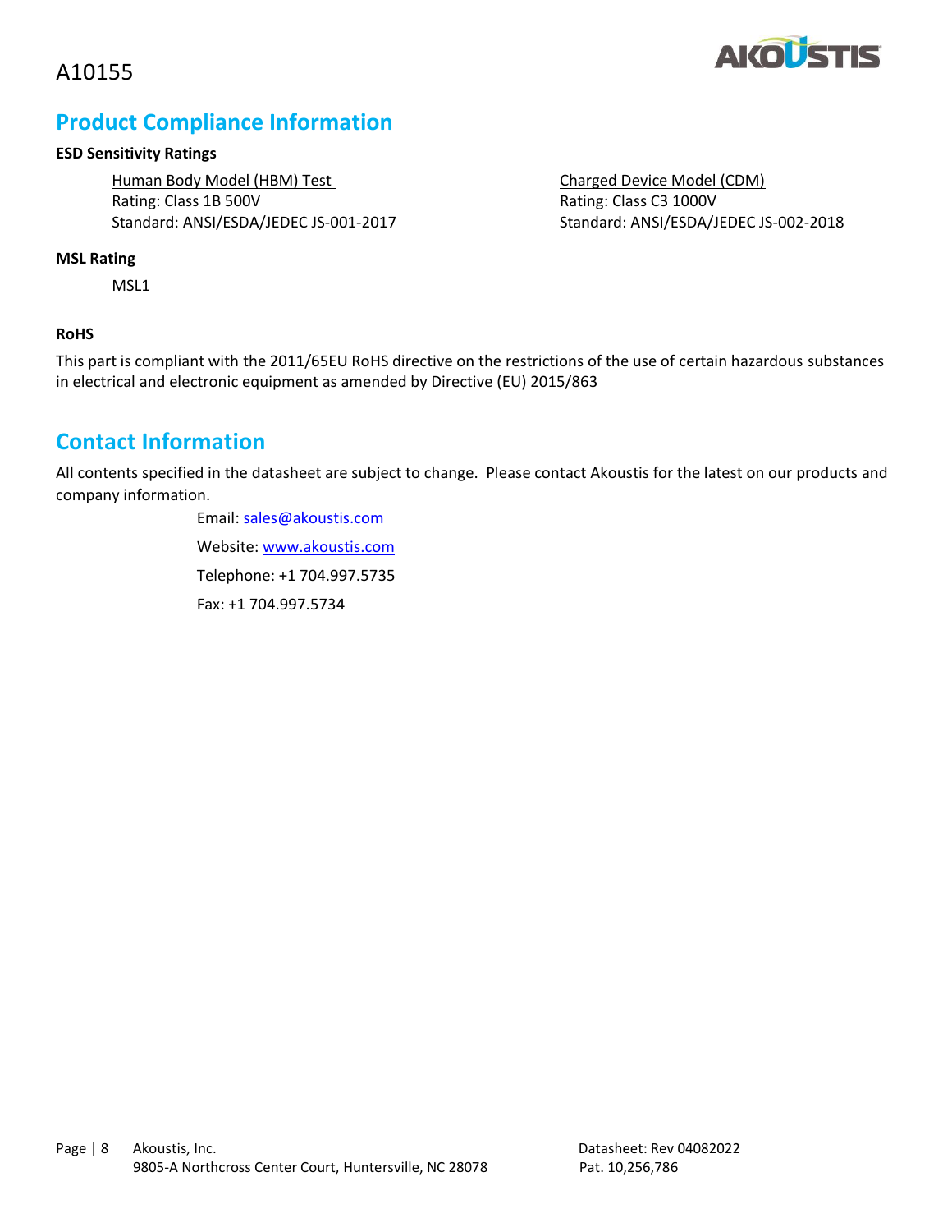## Product Compliance Information

**ESD Sensitivity Ratings**

Human Body Model (HBM) Test
Rating: Class 1B 500V
Standard: ANSI/ESDA/JEDEC JS-001-2017

Charged Device Model (CDM)
Rating: Class C3 1000V
Standard: ANSI/ESDA/JEDEC JS-002-2018

**MSL Rating**

MSL1

**RoHS**

This part is compliant with the 2011/65EU RoHS directive on the restrictions of the use of certain hazardous substances in electrical and electronic equipment as amended by Directive (EU) 2015/863

## Contact Information

All contents specified in the datasheet are subject to change. Please contact Akoustis for the latest on our products and company information.

Email: sales@akoustis.com

Website: www.akoustis.com

Telephone: +1 704.997.5735

Fax: +1 704.997.5734